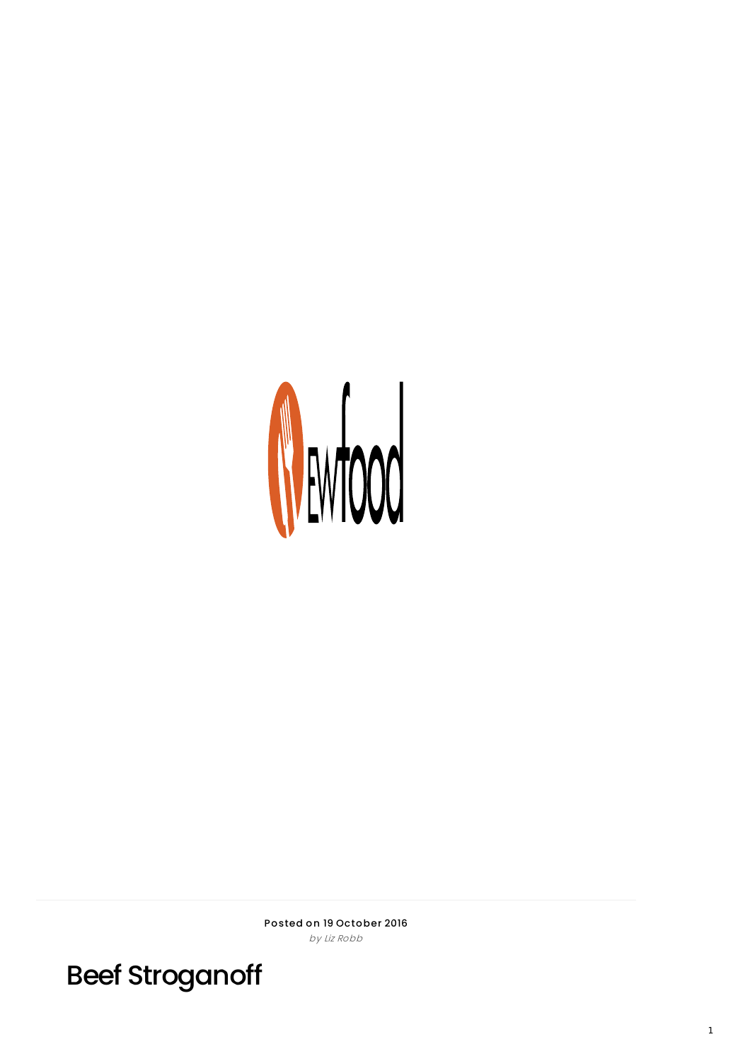Posted on 19 October 2016

*by Liz Robb*

# Beef Stroganoff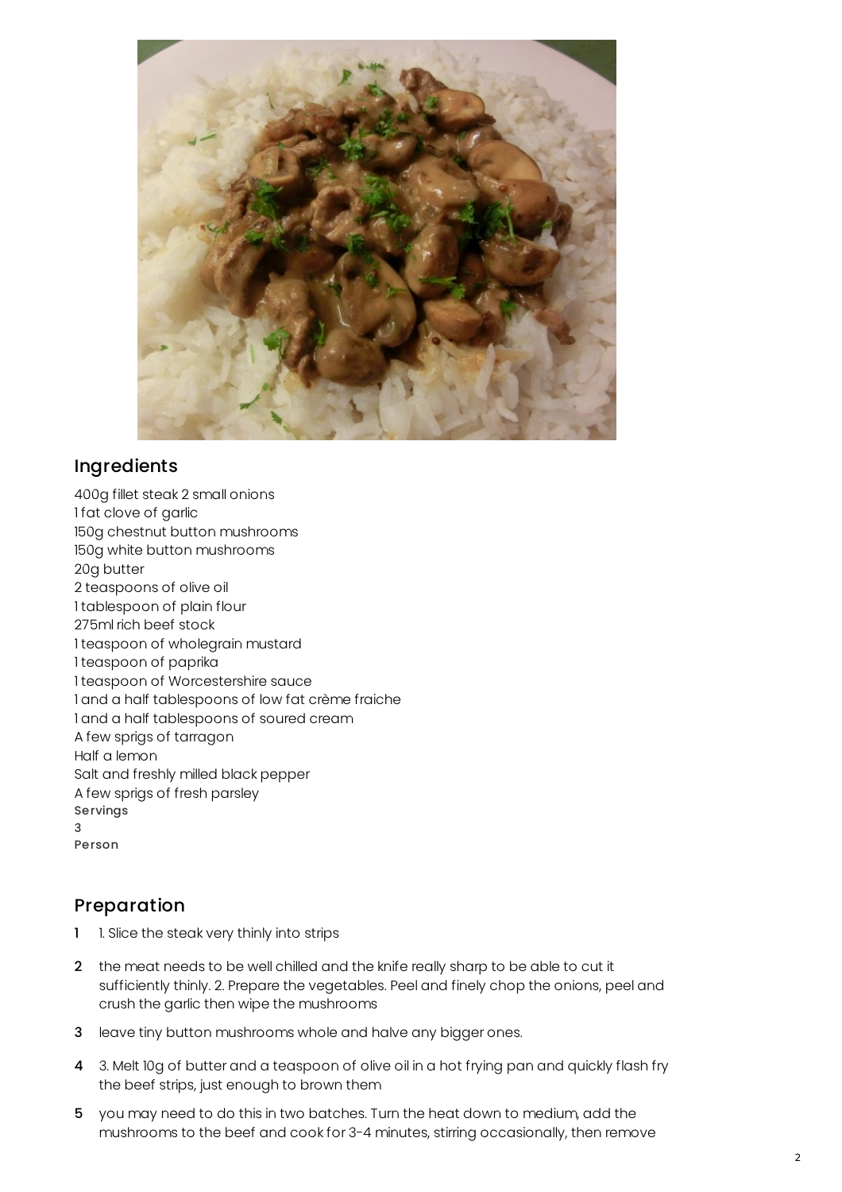## Ingredients

400g fillet steak 2 small onions
1 fat clove of garlic
150g chestnut button mushrooms
150g white button mushrooms
20g butter
2 teaspoons of olive oil
1 tablespoon of plain flour
275ml rich beef stock
1 teaspoon of wholegrain mustard
1 teaspoon of paprika
1 teaspoon of Worcestershire sauce
1 and a half tablespoons of low fat crème fraiche
1 and a half tablespoons of soured cream
A few sprigs of tarragon
Half a lemon
Salt and freshly milled black pepper
A few sprigs of fresh parsley

**Servings**
3
**Person**

## Preparation

1. 1. Slice the steak very thinly into strips
2. the meat needs to be well chilled and the knife really sharp to be able to cut it sufficiently thinly. 2. Prepare the vegetables. Peel and finely chop the onions, peel and crush the garlic then wipe the mushrooms
3. leave tiny button mushrooms whole and halve any bigger ones.
4. 3. Melt 10g of butter and a teaspoon of olive oil in a hot frying pan and quickly flash fry the beef strips, just enough to brown them
5. you may need to do this in two batches. Turn the heat down to medium, add the mushrooms to the beef and cook for 3-4 minutes, stirring occasionally, then remove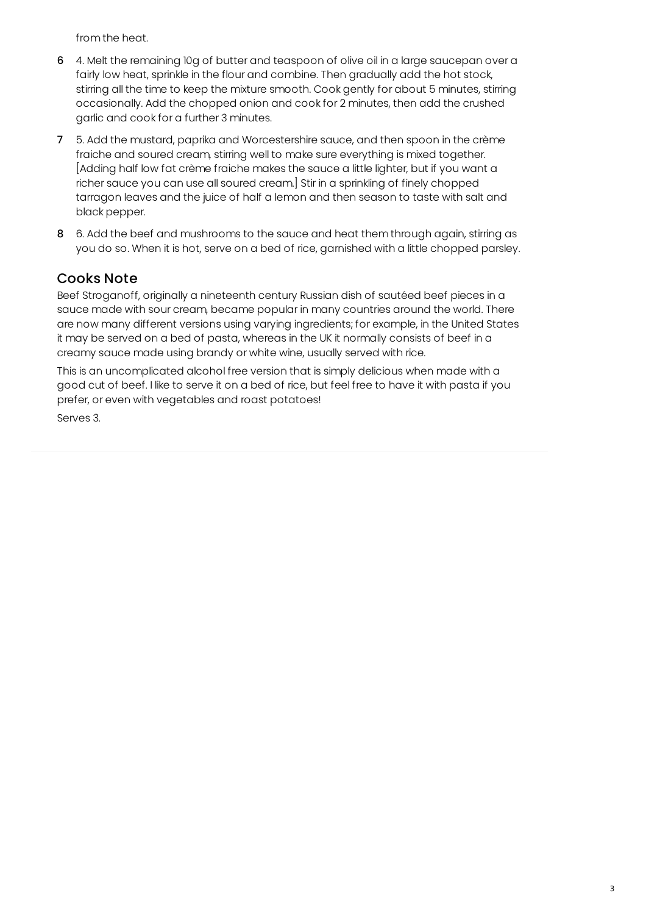from the heat.

6 4. Melt the remaining 10g of butter and teaspoon of olive oil in a large saucepan over a fairly low heat, sprinkle in the flour and combine. Then gradually add the hot stock, stirring all the time to keep the mixture smooth. Cook gently for about 5 minutes, stirring occasionally. Add the chopped onion and cook for 2 minutes, then add the crushed garlic and cook for a further 3 minutes.

7 5. Add the mustard, paprika and Worcestershire sauce, and then spoon in the crème fraiche and soured cream, stirring well to make sure everything is mixed together. [Adding half low fat crème fraiche makes the sauce a little lighter, but if you want a richer sauce you can use all soured cream.] Stir in a sprinkling of finely chopped tarragon leaves and the juice of half a lemon and then season to taste with salt and black pepper.

8 6. Add the beef and mushrooms to the sauce and heat them through again, stirring as you do so. When it is hot, serve on a bed of rice, garnished with a little chopped parsley.

## Cooks Note

Beef Stroganoff, originally a nineteenth century Russian dish of sautéed beef pieces in a sauce made with sour cream, became popular in many countries around the world. There are now many different versions using varying ingredients; for example, in the United States it may be served on a bed of pasta, whereas in the UK it normally consists of beef in a creamy sauce made using brandy or white wine, usually served with rice.

This is an uncomplicated alcohol free version that is simply delicious when made with a good cut of beef. I like to serve it on a bed of rice, but feel free to have it with pasta if you prefer, or even with vegetables and roast potatoes!

Serves 3.